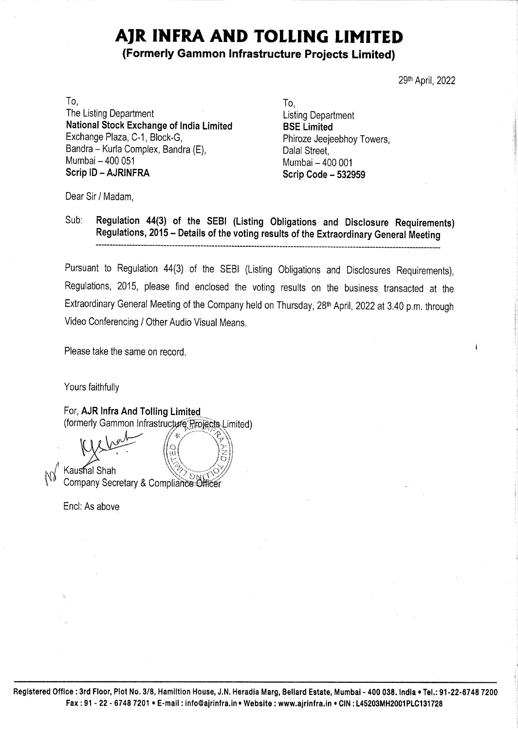# AJR INFRA AND TOLLING LIMITED

## (Formerly Gammon Infrastructure Projects Limited)

29th April, 2022

To,
The Listing Department
**National Stock Exchange of India Limited**
Exchange Plaza, C-1, Block-G,
Bandra – Kurla Complex, Bandra (E),
Mumbai – 400 051
**Scrip ID – AJRINFRA**

To,
Listing Department
**BSE Limited**
Phiroze Jeejeebhoy Towers,
Dalal Street,
Mumbai – 400 001
**Scrip Code – 532959**

Dear Sir / Madam,

Sub: **Regulation 44(3) of the SEBI (Listing Obligations and Disclosure Requirements) Regulations, 2015 – Details of the voting results of the Extraordinary General Meeting**

Pursuant to Regulation 44(3) of the SEBI (Listing Obligations and Disclosures Requirements), Regulations, 2015, please find enclosed the voting results on the business transacted at the Extraordinary General Meeting of the Company held on Thursday, 28th April, 2022 at 3.40 p.m. through Video Conferencing / Other Audio Visual Means.

Please take the same on record.

Yours faithfully

For, **AJR Infra And Tolling Limited**
(formerly Gammon Infrastructure Projects Limited)

Kaushal Shah
Company Secretary & Compliance Officer

Encl: As above

**Registered Office : 3rd Floor, Plot No. 3/8, Hamiltion House, J.N. Heradia Marg, Bellard Estate, Mumbai - 400 038. India • Tel.: 91-22-6748 7200**
**Fax : 91 - 22 - 6748 7201 • E-mail : info@ajrinfra.in • Website : www.ajrinfra.in • CIN : L45203MH2001PLC131728**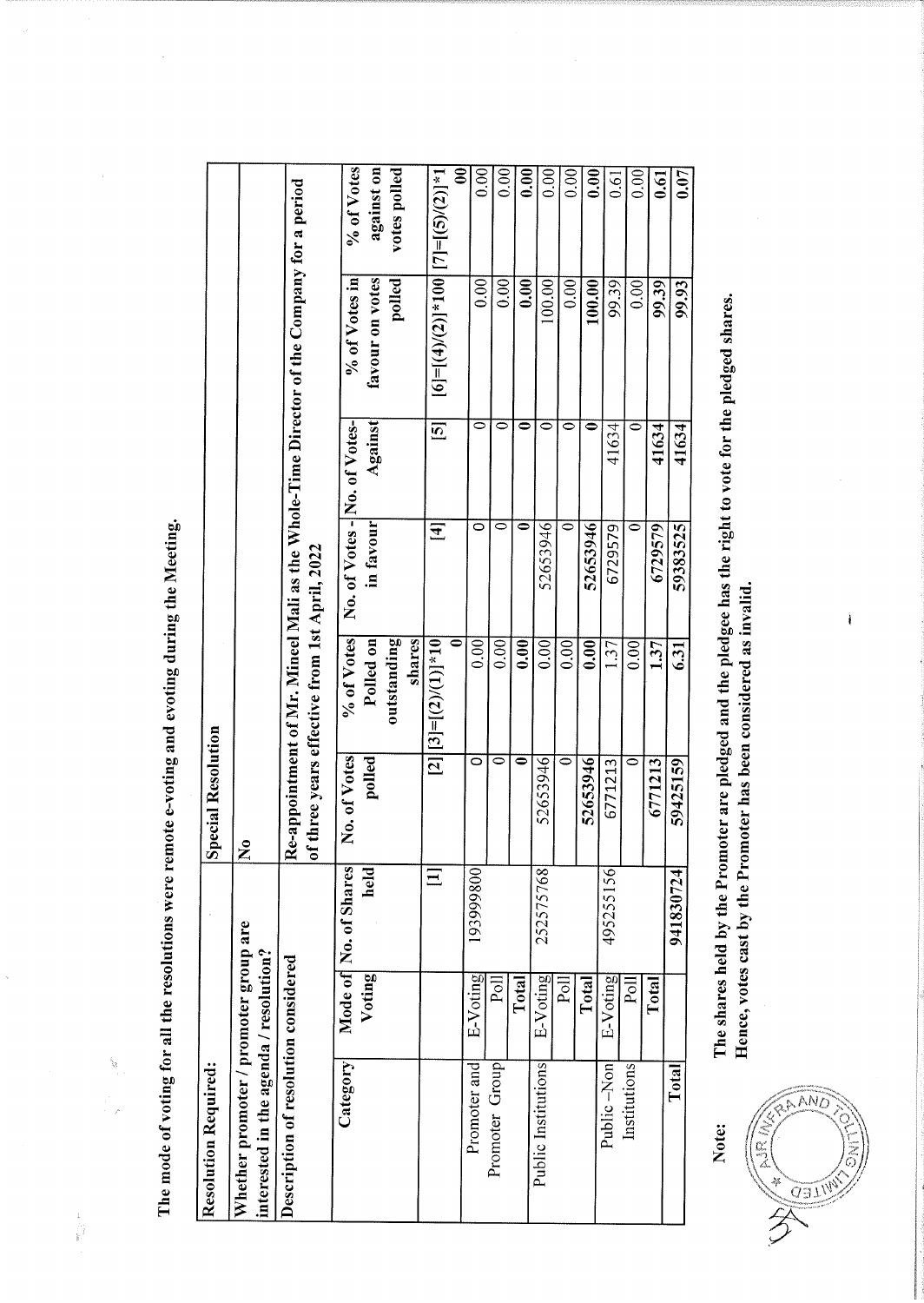The mode of voting for all the resolutions were remote e-voting and evoting during the Meeting.

| Resolution Required: | Special Resolution |
|---|---|
| Whether promoter / promoter group are interested in the agenda / resolution? | No |
| Description of resolution considered | Re-appointment of Mr. Mineel Mali as the Whole-Time Director of the Company for a period of three years effective from 1st April, 2022 |

| Category | Mode of Voting | No. of Shares held | No. of Votes polled | % of Votes Polled on outstanding shares | No. of Votes - in favour | No. of Votes-Against | % of Votes in favour on votes polled | % of Votes against on votes polled |
|---|---|---|---|---|---|---|---|---|
| | | [1] | [2] | [3]=[(2)/(1)]*100 | [4] | [5] | [6]=[(4)/(2)]*100 | [7]=[(5)/(2)]*100 |
| Promoter and Promoter Group | E-Voting | 193999800 | 0 | 0.00 | 0 | 0 | 0.00 | 0.00 |
| | Poll | | 0 | 0.00 | 0 | 0 | 0.00 | 0.00 |
| | **Total** | | **0** | **0.00** | **0** | **0** | **0.00** | **0.00** |
| Public Institutions | E-Voting | 252575768 | 52653946 | 0.00 | 52653946 | 0 | 100.00 | 0.00 |
| | Poll | | 0 | 0.00 | 0 | 0 | 0.00 | 0.00 |
| | **Total** | | **52653946** | **0.00** | **52653946** | **0** | **100.00** | **0.00** |
| Public –Non Institutions | E-Voting | 495255156 | 6771213 | 1.37 | 6729579 | 41634 | 99.39 | 0.61 |
| | Poll | | 0 | 0.00 | 0 | 0 | 0.00 | 0.00 |
| | **Total** | | **6771213** | **1.37** | **6729579** | **41634** | **99.39** | **0.61** |
| **Total** | | **941830724** | **59425159** | **6.31** | **59383525** | **41634** | **99.93** | **0.07** |

**Note:** **The shares held by the Promoter are pledged and the pledgee has the right to vote for the pledged shares. Hence, votes cast by the Promoter has been considered as invalid.**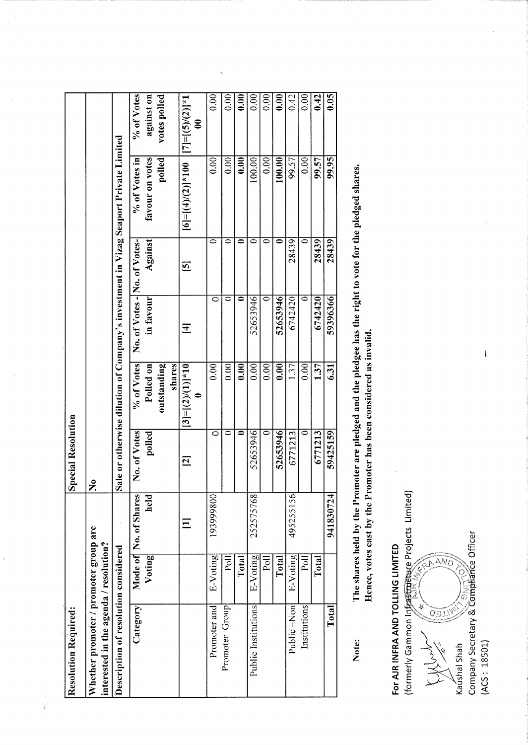| Resolution Required: | | Special Resolution | | | | | | |
|---|---|---|---|---|---|---|---|---|
| Whether promoter / promoter group are interested in the agenda / resolution? | | No | | | | | | |
| Description of resolution considered | | Sale or otherwise dilution of Company's investment in Vizag Seaport Private Limited | | | | | | |
| Category | Mode of Voting | No. of Shares held | No. of Votes polled | % of Votes Polled on outstanding shares | No. of Votes - in favour | No. of Votes-Against | % of Votes in favour on votes polled | % of Votes against on votes polled |
| | | [1] | [2] | [3]=[(2)/(1)]*100 | [4] | [5] | [6]=[(4)/(2)]*100 | [7]=[(5)/(2)]*100 |
| Promoter and Promoter Group | E-Voting | 193999800 | 0 | 0.00 | 0 | 0 | 0.00 | 0.00 |
| | Poll | | 0 | 0.00 | 0 | 0 | 0.00 | 0.00 |
| | **Total** | | **0** | **0.00** | **0** | **0** | **0.00** | **0.00** |
| Public Institutions | E-Voting | 252575768 | 52653946 | 0.00 | 52653946 | 0 | 100.00 | 0.00 |
| | Poll | | 0 | 0.00 | 0 | 0 | 0.00 | 0.00 |
| | **Total** | | **52653946** | **0.00** | **52653946** | **0** | **100.00** | **0.00** |
| Public –Non Institutions | E-Voting | 495255156 | 6771213 | 1.37 | 6742420 | 28439 | 99.57 | 0.42 |
| | Poll | | 0 | 0.00 | 0 | 0 | 0.00 | 0.00 |
| | **Total** | | **6771213** | **1.37** | **6742420** | **28439** | **99.57** | **0.42** |
| **Total** | | **941830724** | **59425159** | **6.31** | **59396366** | **28439** | **99.95** | **0.05** |

**Note:** **The shares held by the Promoter are pledged and the pledgee has the right to vote for the pledged shares. Hence, votes cast by the Promoter has been considered as invalid.**

**For AJR INFRA AND TOLLING LIMITED**
(formerly Gammon Infrastructure Projects Limited)

Kaushal Shah
Company Secretary & Compliance Officer
(ACS : 18501)